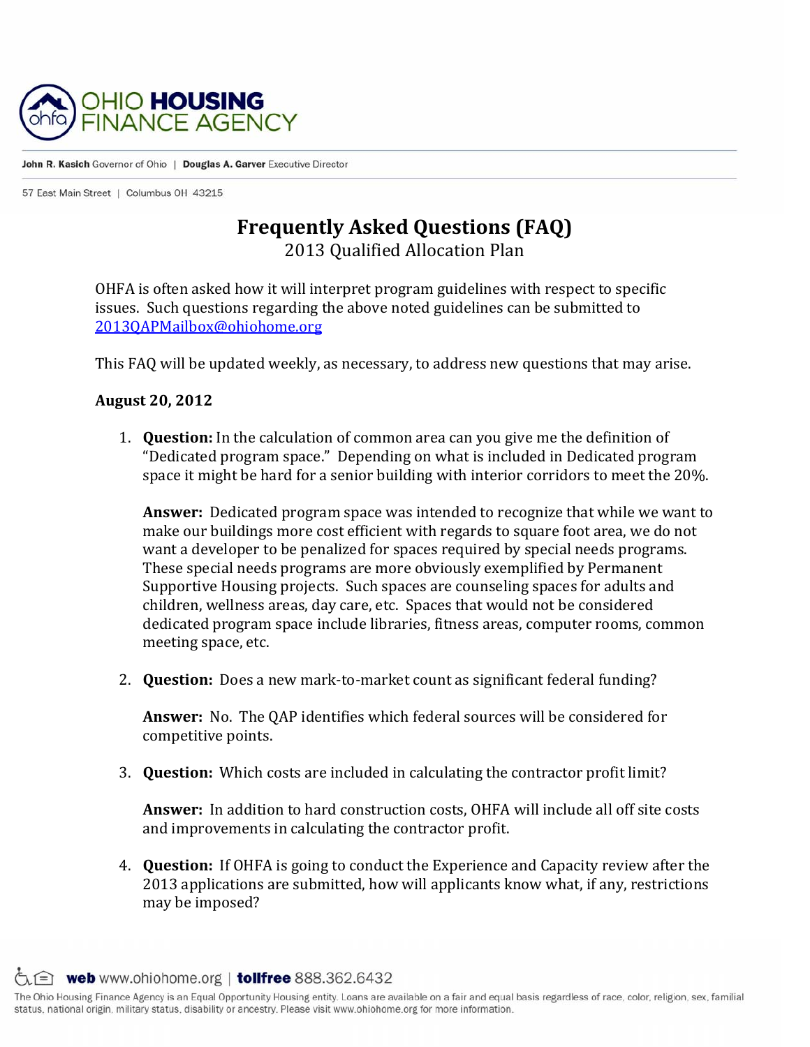OHIO HOUSING FINANCE AGENCY

**John R. Kasich** Governor of Ohio | **Douglas A. Garver** Executive Director

57 East Main Street | Columbus OH 43215

# Frequently Asked Questions (FAQ)

## 2013 Qualified Allocation Plan

OHFA is often asked how it will interpret program guidelines with respect to specific issues. Such questions regarding the above noted guidelines can be submitted to 2013QAPMailbox@ohiohome.org

This FAQ will be updated weekly, as necessary, to address new questions that may arise.

**August 20, 2012**

1. **Question:** In the calculation of common area can you give me the definition of "Dedicated program space." Depending on what is included in Dedicated program space it might be hard for a senior building with interior corridors to meet the 20%.

   **Answer:** Dedicated program space was intended to recognize that while we want to make our buildings more cost efficient with regards to square foot area, we do not want a developer to be penalized for spaces required by special needs programs. These special needs programs are more obviously exemplified by Permanent Supportive Housing projects. Such spaces are counseling spaces for adults and children, wellness areas, day care, etc. Spaces that would not be considered dedicated program space include libraries, fitness areas, computer rooms, common meeting space, etc.

2. **Question:** Does a new mark-to-market count as significant federal funding?

   **Answer:** No. The QAP identifies which federal sources will be considered for competitive points.

3. **Question:** Which costs are included in calculating the contractor profit limit?

   **Answer:** In addition to hard construction costs, OHFA will include all off site costs and improvements in calculating the contractor profit.

4. **Question:** If OHFA is going to conduct the Experience and Capacity review after the 2013 applications are submitted, how will applicants know what, if any, restrictions may be imposed?

**web** www.ohiohome.org | **tollfree** 888.362.6432

The Ohio Housing Finance Agency is an Equal Opportunity Housing entity. Loans are available on a fair and equal basis regardless of race, color, religion, sex, familial status, national origin, military status, disability or ancestry. Please visit www.ohiohome.org for more information.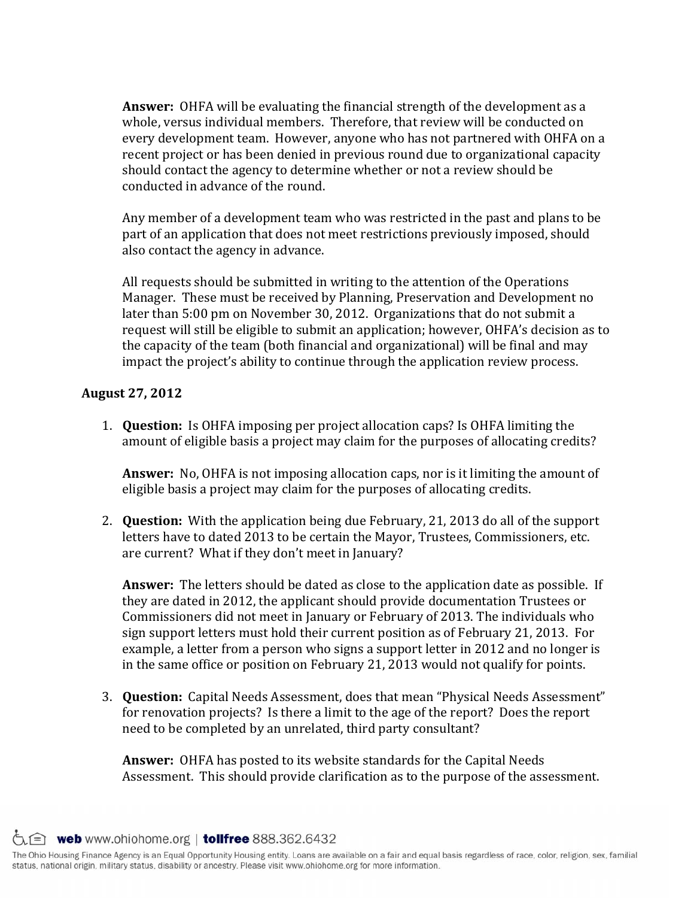**Answer:** OHFA will be evaluating the financial strength of the development as a whole, versus individual members. Therefore, that review will be conducted on every development team. However, anyone who has not partnered with OHFA on a recent project or has been denied in previous round due to organizational capacity should contact the agency to determine whether or not a review should be conducted in advance of the round.

Any member of a development team who was restricted in the past and plans to be part of an application that does not meet restrictions previously imposed, should also contact the agency in advance.

All requests should be submitted in writing to the attention of the Operations Manager. These must be received by Planning, Preservation and Development no later than 5:00 pm on November 30, 2012. Organizations that do not submit a request will still be eligible to submit an application; however, OHFA's decision as to the capacity of the team (both financial and organizational) will be final and may impact the project's ability to continue through the application review process.

**August 27, 2012**

1. **Question:** Is OHFA imposing per project allocation caps? Is OHFA limiting the amount of eligible basis a project may claim for the purposes of allocating credits?

   **Answer:** No, OHFA is not imposing allocation caps, nor is it limiting the amount of eligible basis a project may claim for the purposes of allocating credits.

2. **Question:** With the application being due February, 21, 2013 do all of the support letters have to dated 2013 to be certain the Mayor, Trustees, Commissioners, etc. are current? What if they don't meet in January?

   **Answer:** The letters should be dated as close to the application date as possible. If they are dated in 2012, the applicant should provide documentation Trustees or Commissioners did not meet in January or February of 2013. The individuals who sign support letters must hold their current position as of February 21, 2013. For example, a letter from a person who signs a support letter in 2012 and no longer is in the same office or position on February 21, 2013 would not qualify for points.

3. **Question:** Capital Needs Assessment, does that mean "Physical Needs Assessment" for renovation projects? Is there a limit to the age of the report? Does the report need to be completed by an unrelated, third party consultant?

   **Answer:** OHFA has posted to its website standards for the Capital Needs Assessment. This should provide clarification as to the purpose of the assessment.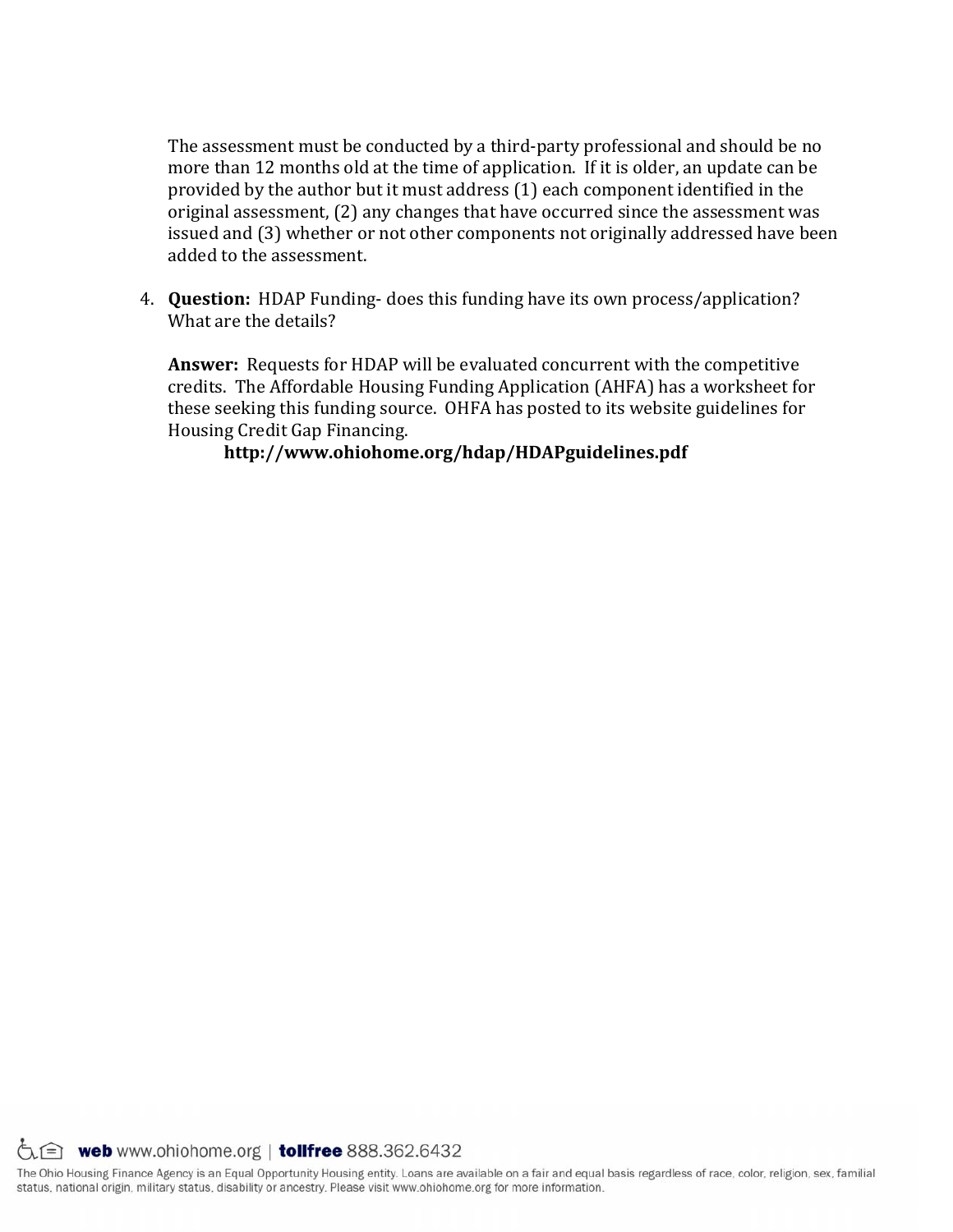The assessment must be conducted by a third-party professional and should be no more than 12 months old at the time of application. If it is older, an update can be provided by the author but it must address (1) each component identified in the original assessment, (2) any changes that have occurred since the assessment was issued and (3) whether or not other components not originally addressed have been added to the assessment.

4. **Question:** HDAP Funding- does this funding have its own process/application? What are the details?

   **Answer:** Requests for HDAP will be evaluated concurrent with the competitive credits. The Affordable Housing Funding Application (AHFA) has a worksheet for these seeking this funding source. OHFA has posted to its website guidelines for Housing Credit Gap Financing.

   **http://www.ohiohome.org/hdap/HDAPguidelines.pdf**